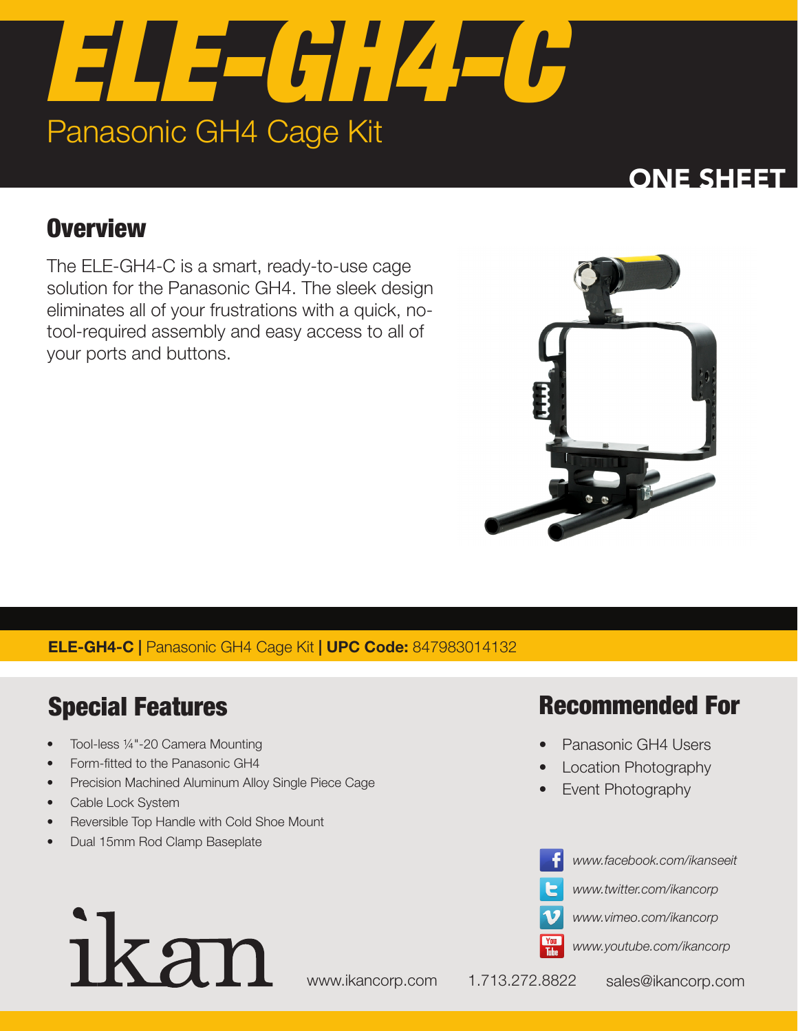# ELE-GH4-C

Panasonic GH4 Cage Kit

ONE SHEET

## Overview

The ELE-GH4-C is a smart, ready-to-use cage solution for the Panasonic GH4. The sleek design eliminates all of your frustrations with a quick, no-tool-required assembly and easy access to all of your ports and buttons.

**ELE-GH4-C |** Panasonic GH4 Cage Kit **| UPC Code:** 847983014132

## Special Features

- Tool-less ¼"-20 Camera Mounting
- Form-fitted to the Panasonic GH4
- Precision Machined Aluminum Alloy Single Piece Cage
- Cable Lock System
- Reversible Top Handle with Cold Shoe Mount
- Dual 15mm Rod Clamp Baseplate

## Recommended For

- Panasonic GH4 Users
- Location Photography
- Event Photography

*www.facebook.com/ikanseeit*

*www.twitter.com/ikancorp*

*www.vimeo.com/ikancorp*

*www.youtube.com/ikancorp*

ikan

www.ikancorp.com 1.713.272.8822 sales@ikancorp.com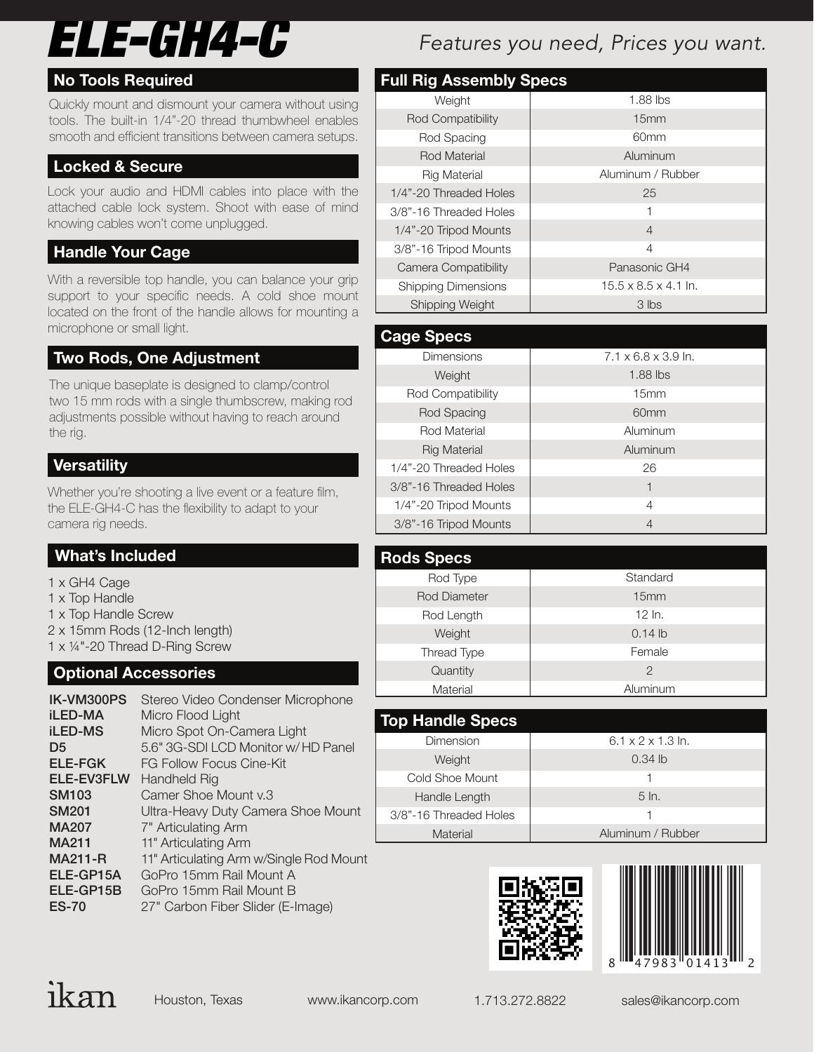# ELE-GH4-C

*Features you need, Prices you want.*

## No Tools Required

Quickly mount and dismount your camera without using tools. The built-in 1/4"-20 thread thumbwheel enables smooth and efficient transitions between camera setups.

## Locked & Secure

Lock your audio and HDMI cables into place with the attached cable lock system. Shoot with ease of mind knowing cables won't come unplugged.

## Handle Your Cage

With a reversible top handle, you can balance your grip support to your specific needs. A cold shoe mount located on the front of the handle allows for mounting a microphone or small light.

## Two Rods, One Adjustment

The unique baseplate is designed to clamp/control two 15 mm rods with a single thumbscrew, making rod adjustments possible without having to reach around the rig.

## Versatility

Whether you're shooting a live event or a feature film, the ELE-GH4-C has the flexibility to adapt to your camera rig needs.

## What's Included

1 x GH4 Cage
1 x Top Handle
1 x Top Handle Screw
2 x 15mm Rods (12-Inch length)
1 x ¼"-20 Thread D-Ring Screw

## Optional Accessories

| | |
|---|---|
| **IK-VM300PS** | Stereo Video Condenser Microphone |
| **iLED-MA** | Micro Flood Light |
| **iLED-MS** | Micro Spot On-Camera Light |
| **D5** | 5.6" 3G-SDI LCD Monitor w/ HD Panel |
| **ELE-FGK** | FG Follow Focus Cine-Kit |
| **ELE-EV3FLW** | Handheld Rig |
| **SM103** | Camer Shoe Mount v.3 |
| **SM201** | Ultra-Heavy Duty Camera Shoe Mount |
| **MA207** | 7" Articulating Arm |
| **MA211** | 11" Articulating Arm |
| **MA211-R** | 11" Articulating Arm w/Single Rod Mount |
| **ELE-GP15A** | GoPro 15mm Rail Mount A |
| **ELE-GP15B** | GoPro 15mm Rail Mount B |
| **ES-70** | 27" Carbon Fiber Slider (E-Image) |

## Full Rig Assembly Specs

| | |
|---|---|
| Weight | 1.88 lbs |
| Rod Compatibility | 15mm |
| Rod Spacing | 60mm |
| Rod Material | Aluminum |
| Rig Material | Aluminum / Rubber |
| 1/4"-20 Threaded Holes | 25 |
| 3/8"-16 Threaded Holes | 1 |
| 1/4"-20 Tripod Mounts | 4 |
| 3/8"-16 Tripod Mounts | 4 |
| Camera Compatibility | Panasonic GH4 |
| Shipping Dimensions | 15.5 x 8.5 x 4.1 In. |
| Shipping Weight | 3 lbs |

## Cage Specs

| | |
|---|---|
| Dimensions | 7.1 x 6.8 x 3.9 In. |
| Weight | 1.88 lbs |
| Rod Compatibility | 15mm |
| Rod Spacing | 60mm |
| Rod Material | Aluminum |
| Rig Material | Aluminum |
| 1/4"-20 Threaded Holes | 26 |
| 3/8"-16 Threaded Holes | 1 |
| 1/4"-20 Tripod Mounts | 4 |
| 3/8"-16 Tripod Mounts | 4 |

## Rods Specs

| | |
|---|---|
| Rod Type | Standard |
| Rod Diameter | 15mm |
| Rod Length | 12 In. |
| Weight | 0.14 lb |
| Thread Type | Female |
| Quantity | 2 |
| Material | Aluminum |

## Top Handle Specs

| | |
|---|---|
| Dimension | 6.1 x 2 x 1.3 In. |
| Weight | 0.34 lb |
| Cold Shoe Mount | 1 |
| Handle Length | 5 In. |
| 3/8"-16 Threaded Holes | 1 |
| Material | Aluminum / Rubber |

8 47983 01413 2

ikan Houston, Texas www.ikancorp.com 1.713.272.8822 sales@ikancorp.com